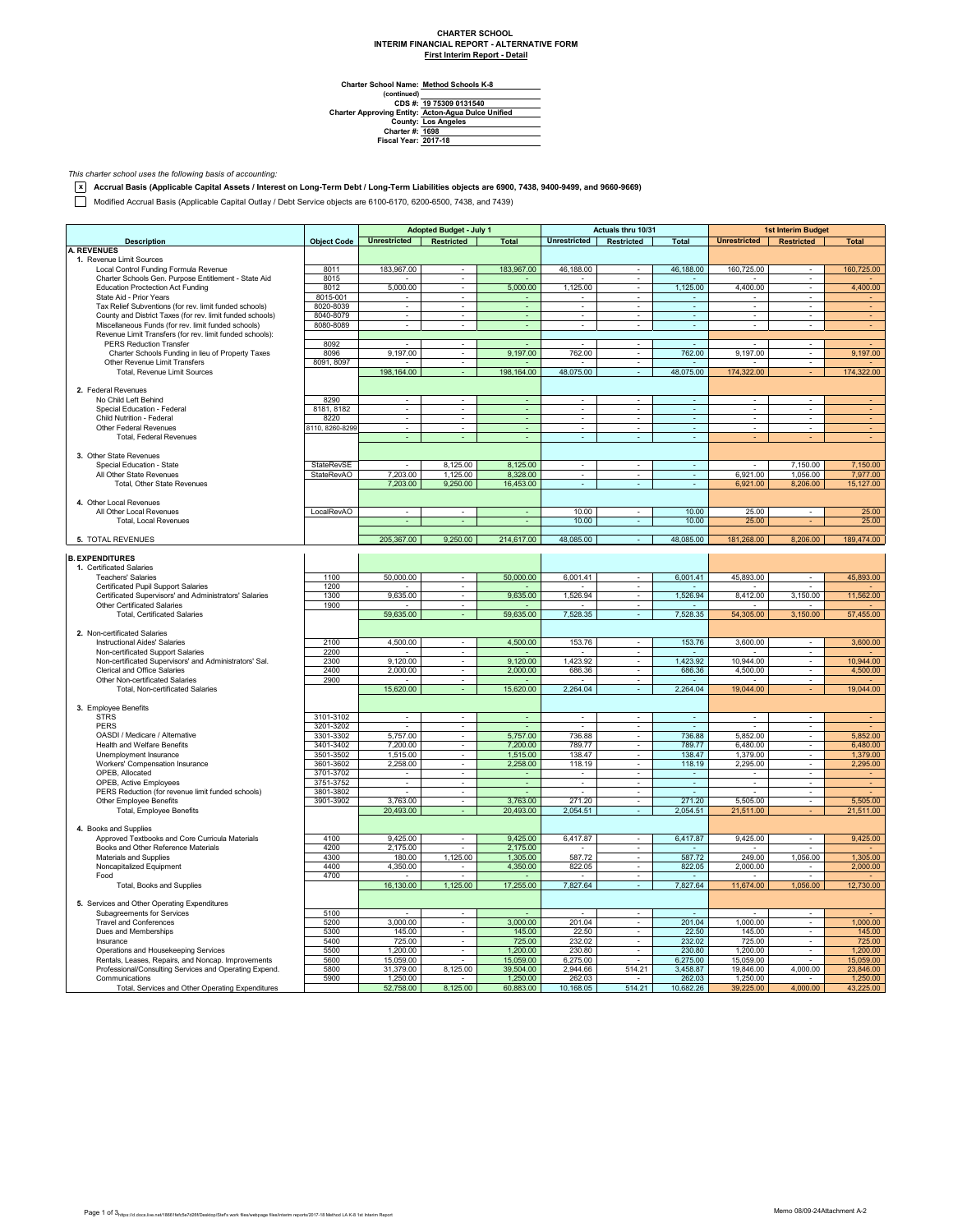**CHARTER SCHOOL**
**INTERIM FINANCIAL REPORT - ALTERNATIVE FORM**
**First Interim Report - Detail**

**Charter School Name:** Method Schools K-8
**(continued)**
**CDS #:** 19 75309 0131540
**Charter Approving Entity:** Acton-Agua Dulce Unified
**County:** Los Angeles
**Charter #:** 1698
**Fiscal Year:** 2017-18

*This charter school uses the following basis of accounting:*

[x] **Accrual Basis (Applicable Capital Assets / Interest on Long-Term Debt / Long-Term Liabilities objects are 6900, 7438, 9400-9499, and 9660-9669)**

[ ] Modified Accrual Basis (Applicable Capital Outlay / Debt Service objects are 6100-6170, 6200-6500, 7438, and 7439)

| Description | Object Code | Adopted Budget - July 1 | | | Actuals thru 10/31 | | | 1st Interim Budget | | |
|---|---|---|---|---|---|---|---|---|---|---|
| | | Unrestricted | Restricted | Total | Unrestricted | Restricted | Total | Unrestricted | Restricted | Total |
| **A. REVENUES** | | | | | | | | | | |
| 1. Revenue Limit Sources | | | | | | | | | | |
| Local Control Funding Formula Revenue | 8011 | 183,967.00 | - | 183,967.00 | 46,188.00 | - | 46,188.00 | 160,725.00 | - | 160,725.00 |
| Charter Schools Gen. Purpose Entitlement - State Aid | 8015 | - | - | - | - | - | - | - | - | - |
| Education Proctection Act Funding | 8012 | 5,000.00 | - | 5,000.00 | 1,125.00 | - | 1,125.00 | 4,400.00 | - | 4,400.00 |
| State Aid - Prior Years | 8015-001 | - | - | - | - | - | - | - | - | - |
| Tax Relief Subventions (for rev. limit funded schools) | 8020-8039 | - | - | - | - | - | - | - | - | - |
| County and District Taxes (for rev. limit funded schools) | 8040-8079 | - | - | - | - | - | - | - | - | - |
| Miscellaneous Funds (for rev. limit funded schools) | 8080-8089 | - | - | - | - | - | - | - | - | - |
| Revenue Limit Transfers (for rev. limit funded schools): | | | | | | | | | | |
| PERS Reduction Transfer | 8092 | - | - | - | - | - | - | - | - | - |
| Charter Schools Funding in lieu of Property Taxes | 8096 | 9,197.00 | - | 9,197.00 | 762.00 | - | 762.00 | 9,197.00 | - | 9,197.00 |
| Other Revenue Limit Transfers | 8091, 8097 | - | - | - | - | - | - | - | - | - |
| Total, Revenue Limit Sources | | 198,164.00 | - | 198,164.00 | 48,075.00 | - | 48,075.00 | 174,322.00 | - | 174,322.00 |
| 2. Federal Revenues | | | | | | | | | | |
| No Child Left Behind | 8290 | - | - | - | - | - | - | - | - | - |
| Special Education - Federal | 8181, 8182 | - | - | - | - | - | - | - | - | - |
| Child Nutrition - Federal | 8220 | - | - | - | - | - | - | - | - | - |
| Other Federal Revenues | 8110, 8260-8299 | - | - | - | - | - | - | - | - | - |
| Total, Federal Revenues | | - | - | - | - | - | - | - | - | - |
| 3. Other State Revenues | | | | | | | | | | |
| Special Education - State | StateRevSE | - | 8,125.00 | 8,125.00 | - | - | - | - | 7,150.00 | 7,150.00 |
| All Other State Revenues | StateRevAO | 7,203.00 | 1,125.00 | 8,328.00 | - | - | - | 6,921.00 | 1,056.00 | 7,977.00 |
| Total, Other State Revenues | | 7,203.00 | 9,250.00 | 16,453.00 | - | - | - | 6,921.00 | 8,206.00 | 15,127.00 |
| 4. Other Local Revenues | | | | | | | | | | |
| All Other Local Revenues | LocalRevAO | - | - | - | 10.00 | - | 10.00 | 25.00 | - | 25.00 |
| Total, Local Revenues | | - | - | - | 10.00 | - | 10.00 | 25.00 | - | 25.00 |
| 5. TOTAL REVENUES | | 205,367.00 | 9,250.00 | 214,617.00 | 48,085.00 | - | 48,085.00 | 181,268.00 | 8,206.00 | 189,474.00 |
| **B. EXPENDITURES** | | | | | | | | | | |
| 1. Certificated Salaries | | | | | | | | | | |
| Teachers' Salaries | 1100 | 50,000.00 | - | 50,000.00 | 6,001.41 | - | 6,001.41 | 45,893.00 | - | 45,893.00 |
| Certificated Pupil Support Salaries | 1200 | - | - | - | - | - | - | - | - | - |
| Certificated Supervisors' and Administrators' Salaries | 1300 | 9,635.00 | - | 9,635.00 | 1,526.94 | - | 1,526.94 | 8,412.00 | 3,150.00 | 11,562.00 |
| Other Certificated Salaries | 1900 | - | - | - | - | - | - | - | - | - |
| Total, Certificated Salaries | | 59,635.00 | - | 59,635.00 | 7,528.35 | - | 7,528.35 | 54,305.00 | 3,150.00 | 57,455.00 |
| 2. Non-certificated Salaries | | | | | | | | | | |
| Instructional Aides' Salaries | 2100 | 4,500.00 | - | 4,500.00 | 153.76 | - | 153.76 | 3,600.00 | - | 3,600.00 |
| Non-certificated Support Salaries | 2200 | - | - | - | - | - | - | - | - | - |
| Non-certificated Supervisors' and Administrators' Sal. | 2300 | 9,120.00 | - | 9,120.00 | 1,423.92 | - | 1,423.92 | 10,944.00 | - | 10,944.00 |
| Clerical and Office Salaries | 2400 | 2,000.00 | - | 2,000.00 | 686.36 | - | 686.36 | 4,500.00 | - | 4,500.00 |
| Other Non-certificated Salaries | 2900 | - | - | - | - | - | - | - | - | - |
| Total, Non-certificated Salaries | | 15,620.00 | - | 15,620.00 | 2,264.04 | - | 2,264.04 | 19,044.00 | - | 19,044.00 |
| 3. Employee Benefits | | | | | | | | | | |
| STRS | 3101-3102 | - | - | - | - | - | - | - | - | - |
| PERS | 3201-3202 | - | - | - | - | - | - | - | - | - |
| OASDI / Medicare / Alternative | 3301-3302 | 5,757.00 | - | 5,757.00 | 736.88 | - | 736.88 | 5,852.00 | - | 5,852.00 |
| Health and Welfare Benefits | 3401-3402 | 7,200.00 | - | 7,200.00 | 789.77 | - | 789.77 | 6,480.00 | - | 6,480.00 |
| Unemployment Insurance | 3501-3502 | 1,515.00 | - | 1,515.00 | 138.47 | - | 138.47 | 1,379.00 | - | 1,379.00 |
| Workers' Compensation Insurance | 3601-3602 | 2,258.00 | - | 2,258.00 | 118.19 | - | 118.19 | 2,295.00 | - | 2,295.00 |
| OPEB, Allocated | 3701-3702 | - | - | - | - | - | - | - | - | - |
| OPEB, Active Employees | 3751-3752 | - | - | - | - | - | - | - | - | - |
| PERS Reduction (for revenue limit funded schools) | 3801-3802 | - | - | - | - | - | - | - | - | - |
| Other Employee Benefits | 3901-3902 | 3,763.00 | - | 3,763.00 | 271.20 | - | 271.20 | 5,505.00 | - | 5,505.00 |
| Total, Employee Benefits | | 20,493.00 | - | 20,493.00 | 2,054.51 | - | 2,054.51 | 21,511.00 | - | 21,511.00 |
| 4. Books and Supplies | | | | | | | | | | |
| Approved Textbooks and Core Curricula Materials | 4100 | 9,425.00 | - | 9,425.00 | 6,417.87 | - | 6,417.87 | 9,425.00 | - | 9,425.00 |
| Books and Other Reference Materials | 4200 | 2,175.00 | - | 2,175.00 | - | - | - | - | - | - |
| Materials and Supplies | 4300 | 180.00 | 1,125.00 | 1,305.00 | 587.72 | - | 587.72 | 249.00 | 1,056.00 | 1,305.00 |
| Noncapitalized Equipment | 4400 | 4,350.00 | - | 4,350.00 | 822.05 | - | 822.05 | 2,000.00 | - | 2,000.00 |
| Food | 4700 | - | - | - | - | - | - | - | - | - |
| Total, Books and Supplies | | 16,130.00 | 1,125.00 | 17,255.00 | 7,827.64 | - | 7,827.64 | 11,674.00 | 1,056.00 | 12,730.00 |
| 5. Services and Other Operating Expenditures | | | | | | | | | | |
| Subagreements for Services | 5100 | - | - | - | - | - | - | - | - | - |
| Travel and Conferences | 5200 | 3,000.00 | - | 3,000.00 | 201.04 | - | 201.04 | 1,000.00 | - | 1,000.00 |
| Dues and Memberships | 5300 | 145.00 | - | 145.00 | 22.50 | - | 22.50 | 145.00 | - | 145.00 |
| Insurance | 5400 | 725.00 | - | 725.00 | 232.02 | - | 232.02 | 725.00 | - | 725.00 |
| Operations and Housekeeping Services | 5500 | 1,200.00 | - | 1,200.00 | 230.80 | - | 230.80 | 1,200.00 | - | 1,200.00 |
| Rentals, Leases, Repairs, and Noncap. Improvements | 5600 | 15,059.00 | - | 15,059.00 | 6,275.00 | - | 6,275.00 | 15,059.00 | - | 15,059.00 |
| Professional/Consulting Services and Operating Expend. | 5800 | 31,379.00 | 8,125.00 | 39,504.00 | 2,944.66 | 514.21 | 3,458.87 | 19,846.00 | 4,000.00 | 23,846.00 |
| Communications | 5900 | 1,250.00 | - | 1,250.00 | 262.03 | - | 262.03 | 1,250.00 | - | 1,250.00 |
| Total, Services and Other Operating Expenditures | | 52,758.00 | 8,125.00 | 60,883.00 | 10,168.05 | 514.21 | 10,682.26 | 39,225.00 | 4,000.00 | 43,225.00 |

Memo 08/09-24Attachment A-2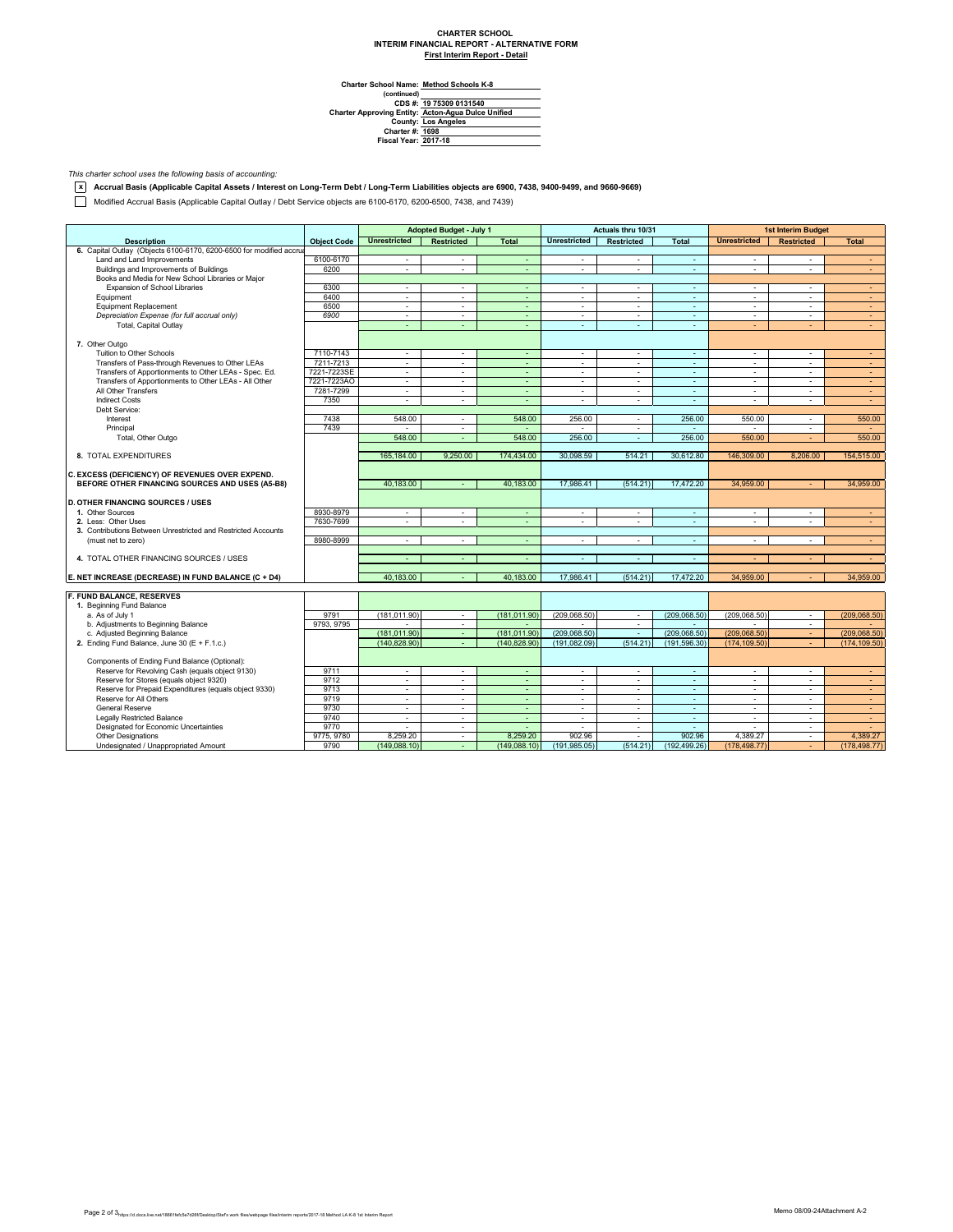**CHARTER SCHOOL**
**INTERIM FINANCIAL REPORT - ALTERNATIVE FORM**
**First Interim Report - Detail**

**Charter School Name:** Method Schools K-8
**(continued)**
**CDS #:** 19 75309 0131540
**Charter Approving Entity:** Acton-Agua Dulce Unified
**County:** Los Angeles
**Charter #:** 1698
**Fiscal Year:** 2017-18

*This charter school uses the following basis of accounting:*

- [x] **Accrual Basis (Applicable Capital Assets / Interest on Long-Term Debt / Long-Term Liabilities objects are 6900, 7438, 9400-9499, and 9660-9669)**
- [ ] Modified Accrual Basis (Applicable Capital Outlay / Debt Service objects are 6100-6170, 6200-6500, 7438, and 7439)

| Description | Object Code | Adopted Budget - July 1 | | | Actuals thru 10/31 | | | 1st Interim Budget | | |
|---|---|---|---|---|---|---|---|---|---|---|
| | | Unrestricted | Restricted | Total | Unrestricted | Restricted | Total | Unrestricted | Restricted | Total |
| 6. Capital Outlay (Objects 6100-6170, 6200-6500 for modified accrual | | | | | | | | | | |
| Land and Land Improvements | 6100-6170 | - | - | - | - | - | - | - | - | - |
| Buildings and Improvements of Buildings | 6200 | - | - | - | - | - | - | - | - | - |
| Books and Media for New School Libraries or Major Expansion of School Libraries | 6300 | - | - | - | - | - | - | - | - | - |
| Equipment | 6400 | - | - | - | - | - | - | - | - | - |
| Equipment Replacement | 6500 | - | - | - | - | - | - | - | - | - |
| *Depreciation Expense (for full accrual only)* | *6900* | - | - | - | - | - | - | - | - | - |
| Total, Capital Outlay | | - | - | - | - | - | - | - | - | - |
| 7. Other Outgo | | | | | | | | | | |
| Tuition to Other Schools | 7110-7143 | - | - | - | - | - | - | - | - | - |
| Transfers of Pass-through Revenues to Other LEAs | 7211-7213 | - | - | - | - | - | - | - | - | - |
| Transfers of Apportionments to Other LEAs - Spec. Ed. | 7221-7223SE | - | - | - | - | - | - | - | - | - |
| Transfers of Apportionments to Other LEAs - All Other | 7221-7223AO | - | - | - | - | - | - | - | - | - |
| All Other Transfers | 7281-7299 | - | - | - | - | - | - | - | - | - |
| Indirect Costs | 7350 | - | - | - | - | - | - | - | - | - |
| Debt Service: | | | | | | | | | | |
| Interest | 7438 | 548.00 | - | 548.00 | 256.00 | - | 256.00 | 550.00 | - | 550.00 |
| Principal | 7439 | - | - | - | - | - | - | - | - | - |
| Total, Other Outgo | | 548.00 | - | 548.00 | 256.00 | - | 256.00 | 550.00 | - | 550.00 |
| 8. TOTAL EXPENDITURES | | 165,184.00 | 9,250.00 | 174,434.00 | 30,098.59 | 514.21 | 30,612.80 | 146,309.00 | 8,206.00 | 154,515.00 |
| C. EXCESS (DEFICIENCY) OF REVENUES OVER EXPEND. BEFORE OTHER FINANCING SOURCES AND USES (A5-B8) | | 40,183.00 | - | 40,183.00 | 17,986.41 | (514.21) | 17,472.20 | 34,959.00 | - | 34,959.00 |
| D. OTHER FINANCING SOURCES / USES | | | | | | | | | | |
| 1. Other Sources | 8930-8979 | - | - | - | - | - | - | - | - | - |
| 2. Less: Other Uses | 7630-7699 | - | - | - | - | - | - | - | - | - |
| 3. Contributions Between Unrestricted and Restricted Accounts (must net to zero) | 8980-8999 | - | - | - | - | - | - | - | - | - |
| 4. TOTAL OTHER FINANCING SOURCES / USES | | - | - | - | - | - | - | - | - | - |
| E. NET INCREASE (DECREASE) IN FUND BALANCE (C + D4) | | 40,183.00 | - | 40,183.00 | 17,986.41 | (514.21) | 17,472.20 | 34,959.00 | - | 34,959.00 |
| F. FUND BALANCE, RESERVES | | | | | | | | | | |
| 1. Beginning Fund Balance | | | | | | | | | | |
| a. As of July 1 | 9791 | (181,011.90) | - | (181,011.90) | (209,068.50) | - | (209,068.50) | (209,068.50) | - | (209,068.50) |
| b. Adjustments to Beginning Balance | 9793, 9795 | - | - | - | - | - | - | - | - | - |
| c. Adjusted Beginning Balance | | (181,011.90) | - | (181,011.90) | (209,068.50) | - | (209,068.50) | (209,068.50) | - | (209,068.50) |
| 2. Ending Fund Balance, June 30 (E + F.1.c.) | | (140,828.90) | - | (140,828.90) | (191,082.09) | (514.21) | (191,596.30) | (174,109.50) | - | (174,109.50) |
| Components of Ending Fund Balance (Optional): | | | | | | | | | | |
| Reserve for Revolving Cash (equals object 9130) | 9711 | - | - | - | - | - | - | - | - | - |
| Reserve for Stores (equals object 9320) | 9712 | - | - | - | - | - | - | - | - | - |
| Reserve for Prepaid Expenditures (equals object 9330) | 9713 | - | - | - | - | - | - | - | - | - |
| Reserve for All Others | 9719 | - | - | - | - | - | - | - | - | - |
| General Reserve | 9730 | - | - | - | - | - | - | - | - | - |
| Legally Restricted Balance | 9740 | - | - | - | - | - | - | - | - | - |
| Designated for Economic Uncertainties | 9770 | - | - | - | - | - | - | - | - | - |
| Other Designations | 9775, 9780 | 8,259.20 | - | 8,259.20 | 902.96 | - | 902.96 | 4,389.27 | - | 4,389.27 |
| Undesignated / Unappropriated Amount | 9790 | (149,088.10) | - | (149,088.10) | (191,985.05) | (514.21) | (192,499.26) | (178,498.77) | - | (178,498.77) |

Memo 08/09-24Attachment A-2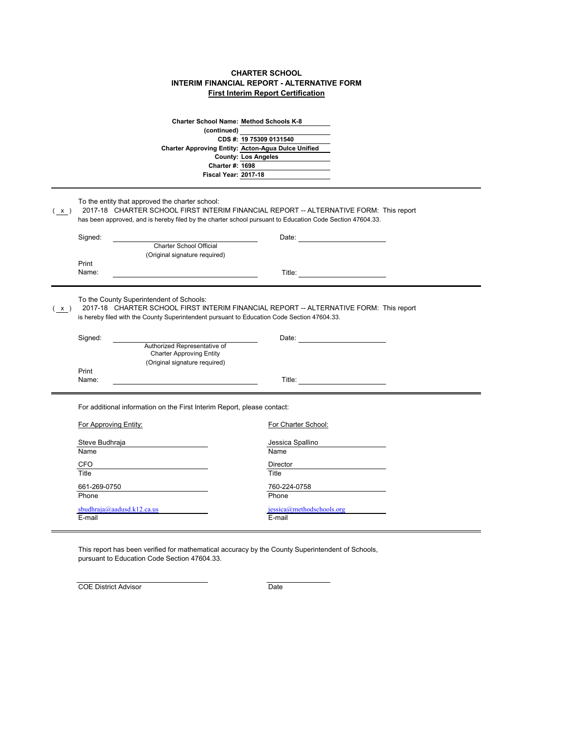**CHARTER SCHOOL**
**INTERIM FINANCIAL REPORT - ALTERNATIVE FORM**
**First Interim Report Certification**

**Charter School Name:** Method Schools K-8
**(continued)**
**CDS #:** 19 75309 0131540
**Charter Approving Entity:** Acton-Agua Dulce Unified
**County:** Los Angeles
**Charter #:** 1698
**Fiscal Year:** 2017-18

---

To the entity that approved the charter school:

( x ) 2017-18 CHARTER SCHOOL FIRST INTERIM FINANCIAL REPORT -- ALTERNATIVE FORM: This report has been approved, and is hereby filed by the charter school pursuant to Education Code Section 47604.33.

Signed: ______________________________ Date: ____________________
Charter School Official
(Original signature required)

Print Name: ______________________________ Title: ____________________

---

To the County Superintendent of Schools:

( x ) 2017-18 CHARTER SCHOOL FIRST INTERIM FINANCIAL REPORT -- ALTERNATIVE FORM: This report is hereby filed with the County Superintendent pursuant to Education Code Section 47604.33.

Signed: ______________________________ Date: ____________________
Authorized Representative of
Charter Approving Entity
(Original signature required)

Print Name: ______________________________ Title: ____________________

---

For additional information on the First Interim Report, please contact:

| For Approving Entity: | For Charter School: |
|---|---|
| Steve Budhraja | Jessica Spallino |
| Name | Name |
| CFO | Director |
| Title | Title |
| 661-269-0750 | 760-224-0758 |
| Phone | Phone |
| sbudhraja@aadusd.k12.ca.us | jessica@methodschools.org |
| E-mail | E-mail |

---

This report has been verified for mathematical accuracy by the County Superintendent of Schools, pursuant to Education Code Section 47604.33.

______________________________ ____________________
COE District Advisor Date